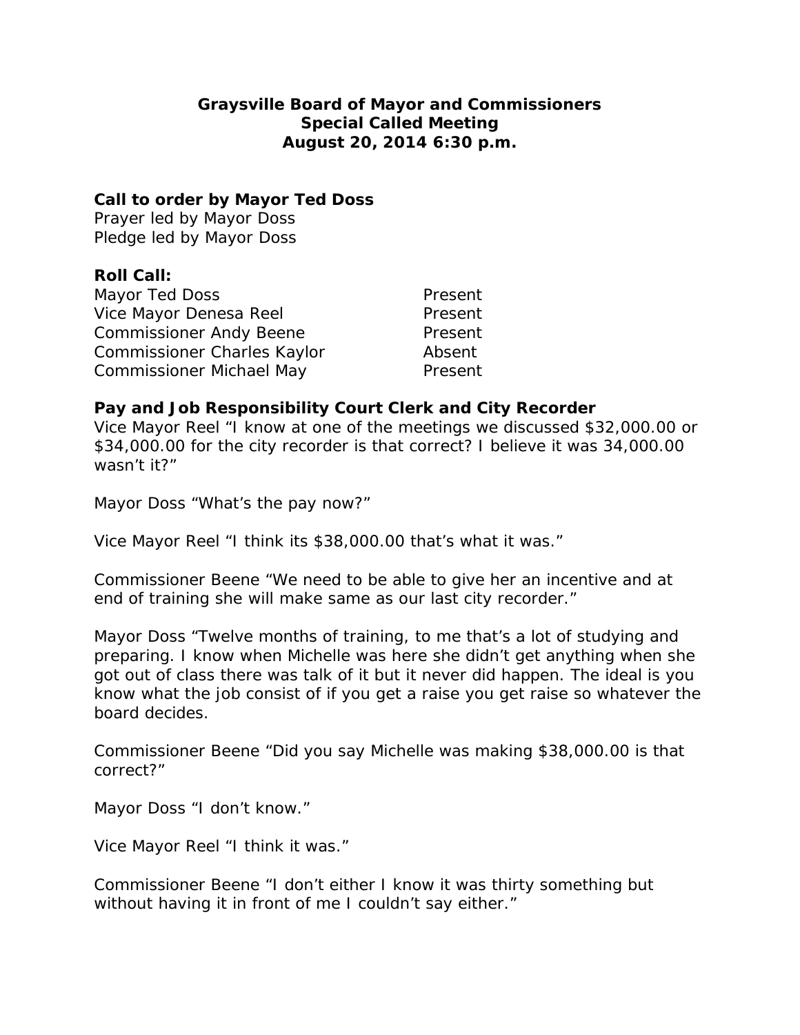**Graysville Board of Mayor and Commissioners**
**Special Called Meeting**
**August 20, 2014 6:30 p.m.**

**Call to order by Mayor Ted Doss**
Prayer led by Mayor Doss
Pledge led by Mayor Doss

**Roll Call:**

| | |
|---|---|
| Mayor Ted Doss | Present |
| Vice Mayor Denesa Reel | Present |
| Commissioner Andy Beene | Present |
| Commissioner Charles Kaylor | Absent |
| Commissioner Michael May | Present |

**Pay and Job Responsibility Court Clerk and City Recorder**
Vice Mayor Reel "I know at one of the meetings we discussed $32,000.00 or $34,000.00 for the city recorder is that correct? I believe it was 34,000.00 wasn't it?"

Mayor Doss "What's the pay now?"

Vice Mayor Reel "I think its $38,000.00 that's what it was."

Commissioner Beene "We need to be able to give her an incentive and at end of training she will make same as our last city recorder."

Mayor Doss "Twelve months of training, to me that's a lot of studying and preparing. I know when Michelle was here she didn't get anything when she got out of class there was talk of it but it never did happen. The ideal is you know what the job consist of if you get a raise you get raise so whatever the board decides.

Commissioner Beene "Did you say Michelle was making $38,000.00 is that correct?"

Mayor Doss "I don't know."

Vice Mayor Reel "I think it was."

Commissioner Beene "I don't either I know it was thirty something but without having it in front of me I couldn't say either."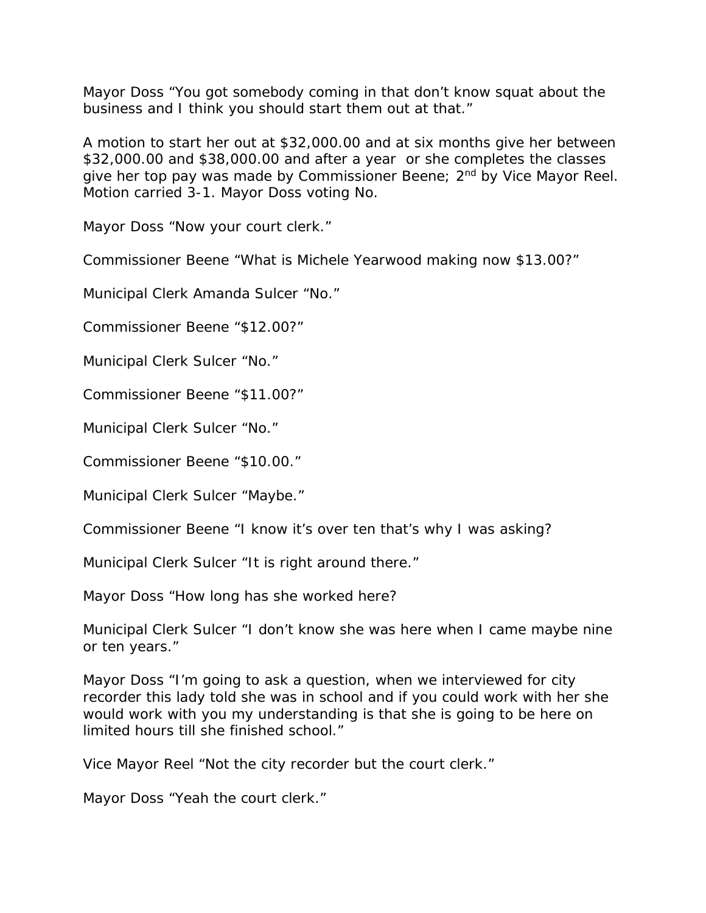Mayor Doss "You got somebody coming in that don't know squat about the business and I think you should start them out at that."

A motion to start her out at $32,000.00 and at six months give her between $32,000.00 and $38,000.00 and after a year or she completes the classes give her top pay was made by Commissioner Beene; 2nd by Vice Mayor Reel. Motion carried 3-1. Mayor Doss voting No.

Mayor Doss "Now your court clerk."

Commissioner Beene "What is Michele Yearwood making now $13.00?"

Municipal Clerk Amanda Sulcer "No."

Commissioner Beene "$12.00?"

Municipal Clerk Sulcer "No."

Commissioner Beene "$11.00?"

Municipal Clerk Sulcer "No."

Commissioner Beene "$10.00."

Municipal Clerk Sulcer "Maybe."

Commissioner Beene "I know it's over ten that's why I was asking?

Municipal Clerk Sulcer "It is right around there."

Mayor Doss "How long has she worked here?

Municipal Clerk Sulcer "I don't know she was here when I came maybe nine or ten years."

Mayor Doss "I'm going to ask a question, when we interviewed for city recorder this lady told she was in school and if you could work with her she would work with you my understanding is that she is going to be here on limited hours till she finished school."

Vice Mayor Reel "Not the city recorder but the court clerk."

Mayor Doss "Yeah the court clerk."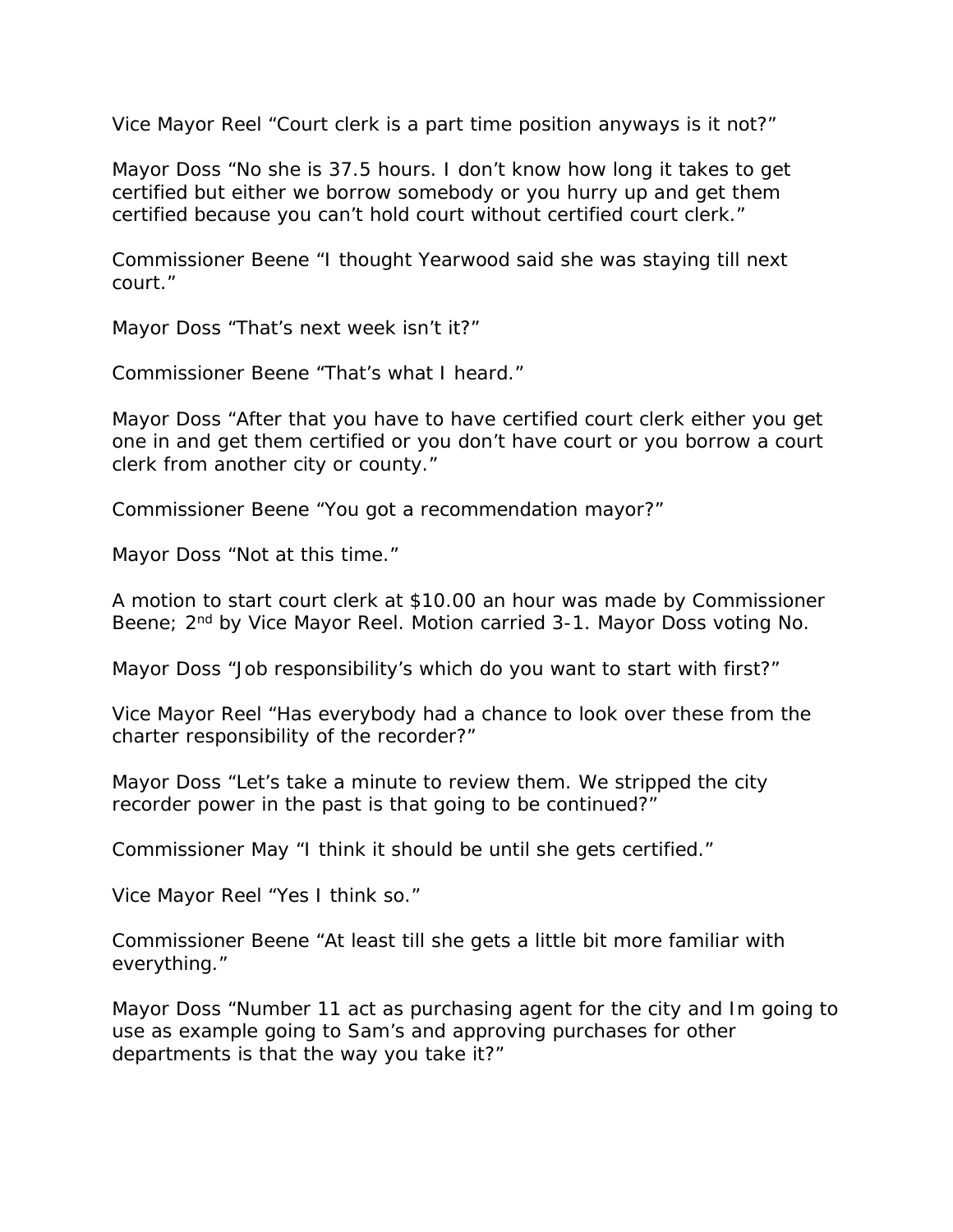Vice Mayor Reel "Court clerk is a part time position anyways is it not?"

Mayor Doss "No she is 37.5 hours. I don't know how long it takes to get certified but either we borrow somebody or you hurry up and get them certified because you can't hold court without certified court clerk."

Commissioner Beene "I thought Yearwood said she was staying till next court."

Mayor Doss "That's next week isn't it?"

Commissioner Beene "That's what I heard."

Mayor Doss "After that you have to have certified court clerk either you get one in and get them certified or you don't have court or you borrow a court clerk from another city or county."

Commissioner Beene "You got a recommendation mayor?"

Mayor Doss "Not at this time."

A motion to start court clerk at $10.00 an hour was made by Commissioner Beene; 2nd by Vice Mayor Reel. Motion carried 3-1. Mayor Doss voting No.

Mayor Doss "Job responsibility's which do you want to start with first?"

Vice Mayor Reel "Has everybody had a chance to look over these from the charter responsibility of the recorder?"

Mayor Doss "Let's take a minute to review them. We stripped the city recorder power in the past is that going to be continued?"

Commissioner May "I think it should be until she gets certified."

Vice Mayor Reel "Yes I think so."

Commissioner Beene "At least till she gets a little bit more familiar with everything."

Mayor Doss "Number 11 act as purchasing agent for the city and Im going to use as example going to Sam's and approving purchases for other departments is that the way you take it?"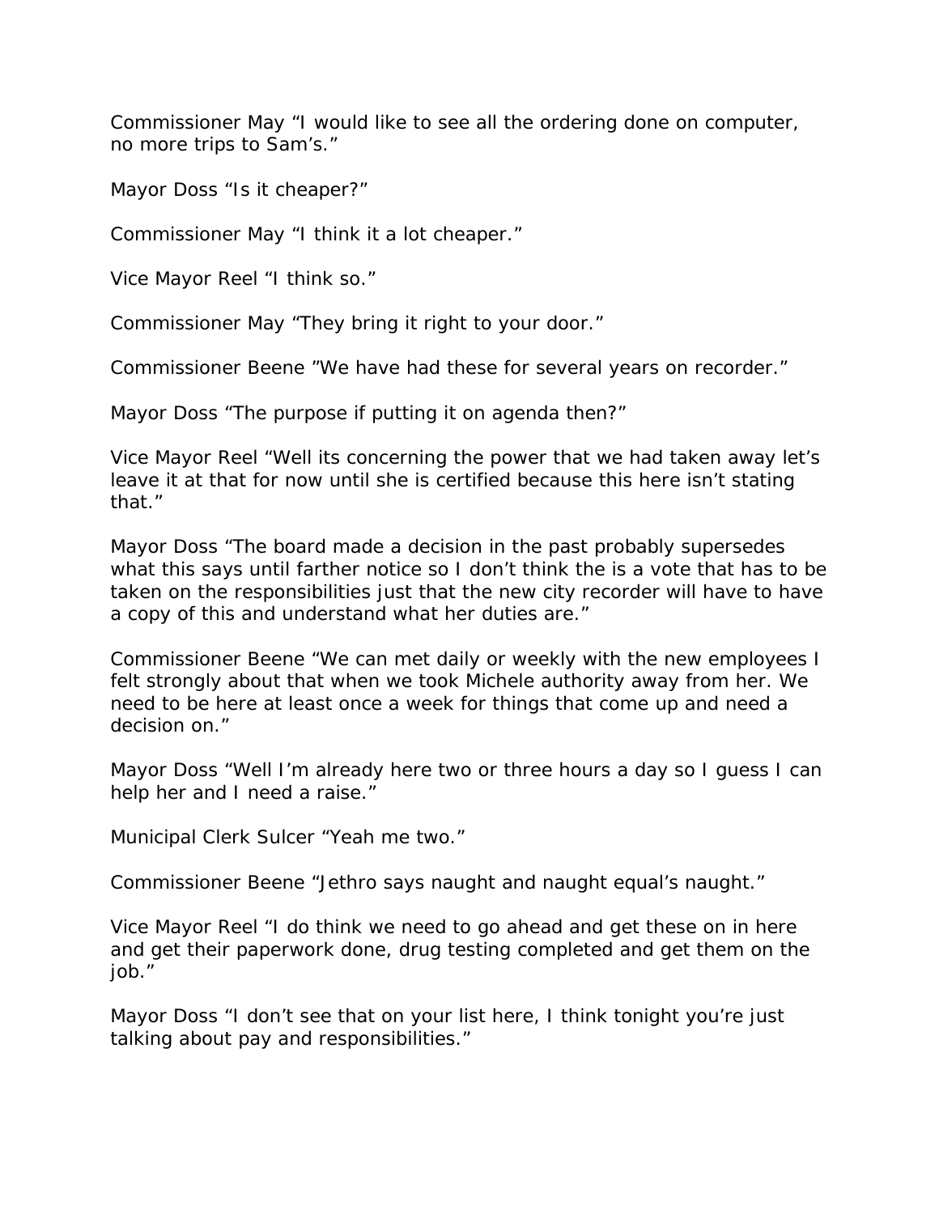Commissioner May "I would like to see all the ordering done on computer, no more trips to Sam's."

Mayor Doss "Is it cheaper?"

Commissioner May "I think it a lot cheaper."

Vice Mayor Reel "I think so."

Commissioner May "They bring it right to your door."

Commissioner Beene "We have had these for several years on recorder."

Mayor Doss "The purpose if putting it on agenda then?"

Vice Mayor Reel "Well its concerning the power that we had taken away let's leave it at that for now until she is certified because this here isn't stating that."

Mayor Doss "The board made a decision in the past probably supersedes what this says until farther notice so I don't think the is a vote that has to be taken on the responsibilities just that the new city recorder will have to have a copy of this and understand what her duties are."

Commissioner Beene "We can met daily or weekly with the new employees I felt strongly about that when we took Michele authority away from her. We need to be here at least once a week for things that come up and need a decision on."

Mayor Doss "Well I'm already here two or three hours a day so I guess I can help her and I need a raise."

Municipal Clerk Sulcer "Yeah me two."

Commissioner Beene "Jethro says naught and naught equal's naught."

Vice Mayor Reel "I do think we need to go ahead and get these on in here and get their paperwork done, drug testing completed and get them on the job."

Mayor Doss "I don't see that on your list here, I think tonight you're just talking about pay and responsibilities."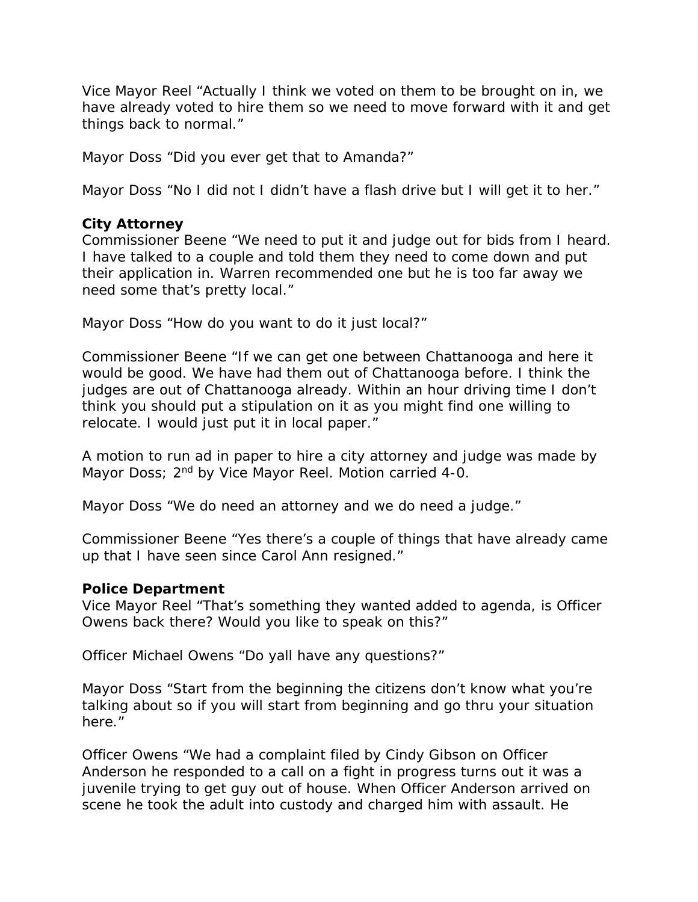Vice Mayor Reel "Actually I think we voted on them to be brought on in, we have already voted to hire them so we need to move forward with it and get things back to normal."

Mayor Doss "Did you ever get that to Amanda?"

Mayor Doss "No I did not I didn't have a flash drive but I will get it to her."

**City Attorney**

Commissioner Beene "We need to put it and judge out for bids from I heard. I have talked to a couple and told them they need to come down and put their application in. Warren recommended one but he is too far away we need some that's pretty local."

Mayor Doss "How do you want to do it just local?"

Commissioner Beene "If we can get one between Chattanooga and here it would be good. We have had them out of Chattanooga before. I think the judges are out of Chattanooga already. Within an hour driving time I don't think you should put a stipulation on it as you might find one willing to relocate. I would just put it in local paper."

A motion to run ad in paper to hire a city attorney and judge was made by Mayor Doss; 2nd by Vice Mayor Reel. Motion carried 4-0.

Mayor Doss "We do need an attorney and we do need a judge."

Commissioner Beene "Yes there's a couple of things that have already came up that I have seen since Carol Ann resigned."

**Police Department**

Vice Mayor Reel "That's something they wanted added to agenda, is Officer Owens back there? Would you like to speak on this?"

Officer Michael Owens "Do yall have any questions?"

Mayor Doss "Start from the beginning the citizens don't know what you're talking about so if you will start from beginning and go thru your situation here."

Officer Owens "We had a complaint filed by Cindy Gibson on Officer Anderson he responded to a call on a fight in progress turns out it was a juvenile trying to get guy out of house. When Officer Anderson arrived on scene he took the adult into custody and charged him with assault. He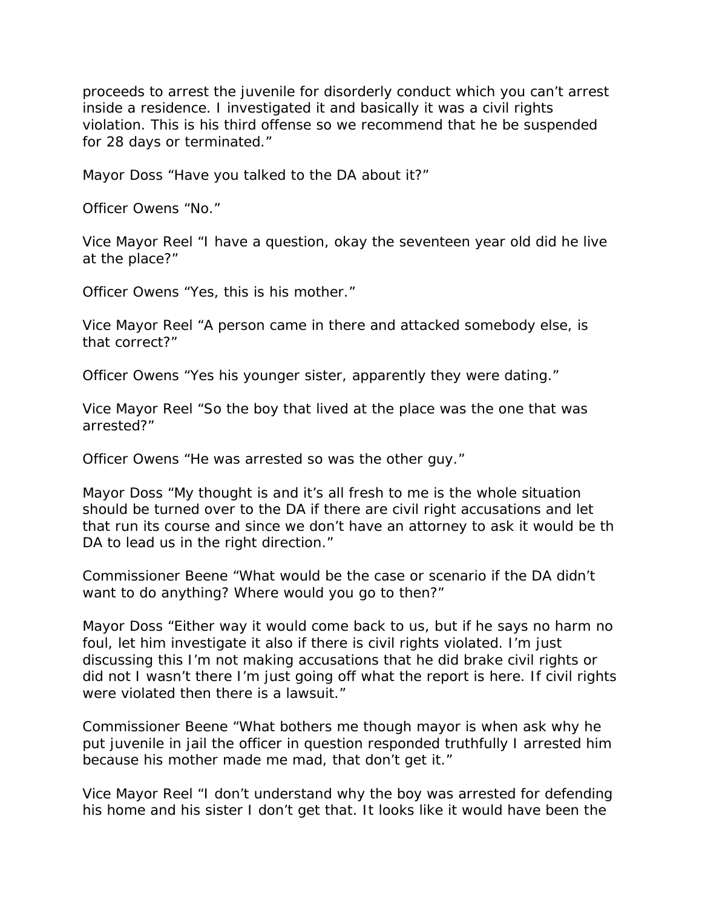proceeds to arrest the juvenile for disorderly conduct which you can't arrest inside a residence. I investigated it and basically it was a civil rights violation. This is his third offense so we recommend that he be suspended for 28 days or terminated."

Mayor Doss "Have you talked to the DA about it?"

Officer Owens "No."

Vice Mayor Reel "I have a question, okay the seventeen year old did he live at the place?"

Officer Owens "Yes, this is his mother."

Vice Mayor Reel "A person came in there and attacked somebody else, is that correct?"

Officer Owens "Yes his younger sister, apparently they were dating."

Vice Mayor Reel "So the boy that lived at the place was the one that was arrested?"

Officer Owens "He was arrested so was the other guy."

Mayor Doss "My thought is and it's all fresh to me is the whole situation should be turned over to the DA if there are civil right accusations and let that run its course and since we don't have an attorney to ask it would be th DA to lead us in the right direction."

Commissioner Beene "What would be the case or scenario if the DA didn't want to do anything? Where would you go to then?"

Mayor Doss "Either way it would come back to us, but if he says no harm no foul, let him investigate it also if there is civil rights violated. I'm just discussing this I'm not making accusations that he did brake civil rights or did not I wasn't there I'm just going off what the report is here. If civil rights were violated then there is a lawsuit."

Commissioner Beene "What bothers me though mayor is when ask why he put juvenile in jail the officer in question responded truthfully I arrested him because his mother made me mad, that don't get it."

Vice Mayor Reel "I don't understand why the boy was arrested for defending his home and his sister I don't get that. It looks like it would have been the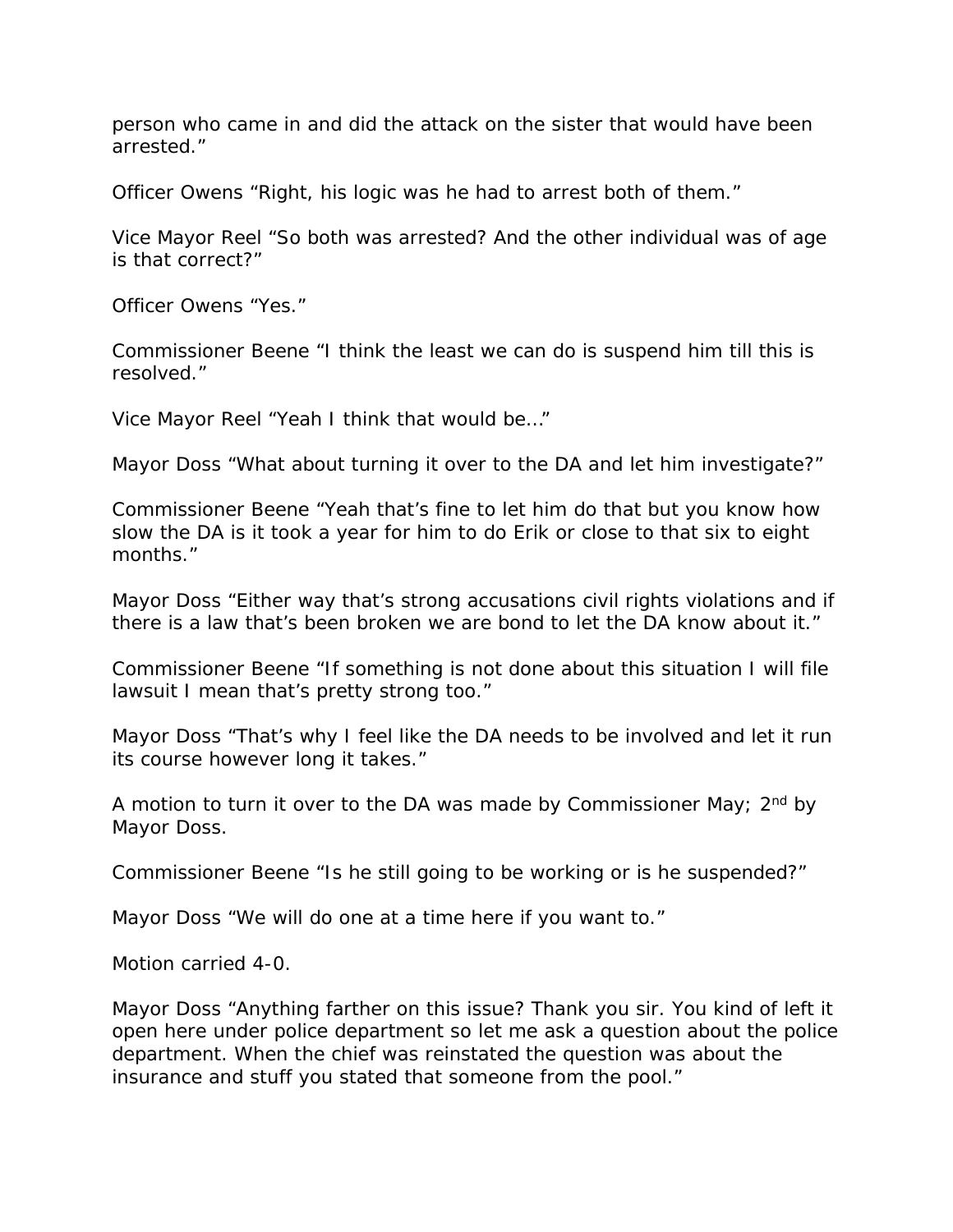person who came in and did the attack on the sister that would have been arrested."

Officer Owens "Right, his logic was he had to arrest both of them."

Vice Mayor Reel "So both was arrested? And the other individual was of age is that correct?"

Officer Owens "Yes."

Commissioner Beene "I think the least we can do is suspend him till this is resolved."

Vice Mayor Reel "Yeah I think that would be..."

Mayor Doss "What about turning it over to the DA and let him investigate?"

Commissioner Beene "Yeah that's fine to let him do that but you know how slow the DA is it took a year for him to do Erik or close to that six to eight months."

Mayor Doss "Either way that's strong accusations civil rights violations and if there is a law that's been broken we are bond to let the DA know about it."

Commissioner Beene "If something is not done about this situation I will file lawsuit I mean that's pretty strong too."

Mayor Doss "That's why I feel like the DA needs to be involved and let it run its course however long it takes."

A motion to turn it over to the DA was made by Commissioner May; 2nd by Mayor Doss.

Commissioner Beene "Is he still going to be working or is he suspended?"

Mayor Doss "We will do one at a time here if you want to."

Motion carried 4-0.

Mayor Doss "Anything farther on this issue? Thank you sir. You kind of left it open here under police department so let me ask a question about the police department. When the chief was reinstated the question was about the insurance and stuff you stated that someone from the pool."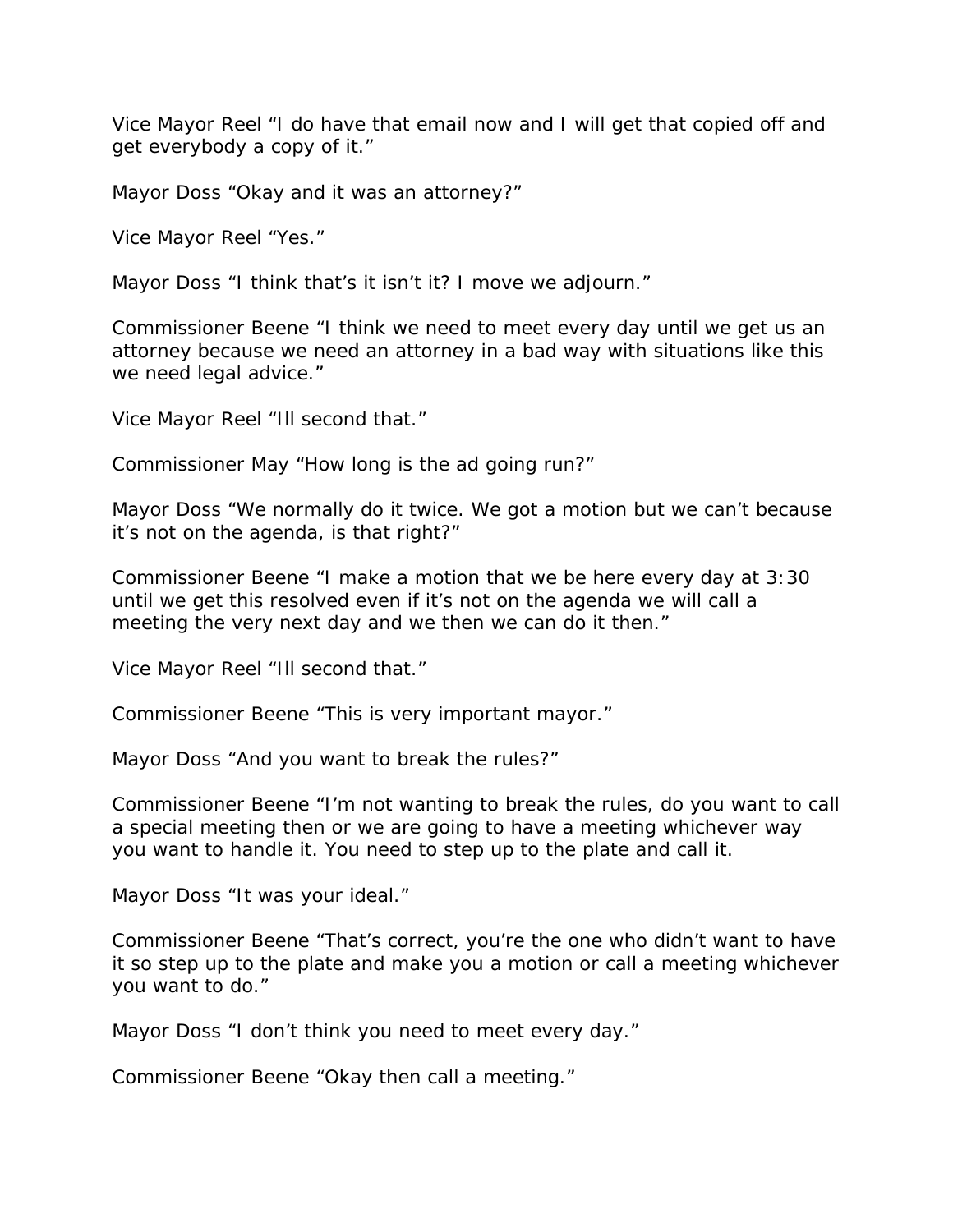Vice Mayor Reel "I do have that email now and I will get that copied off and get everybody a copy of it."

Mayor Doss "Okay and it was an attorney?"

Vice Mayor Reel "Yes."

Mayor Doss "I think that's it isn't it? I move we adjourn."

Commissioner Beene "I think we need to meet every day until we get us an attorney because we need an attorney in a bad way with situations like this we need legal advice."

Vice Mayor Reel "Ill second that."

Commissioner May "How long is the ad going run?"

Mayor Doss "We normally do it twice. We got a motion but we can't because it's not on the agenda, is that right?"

Commissioner Beene "I make a motion that we be here every day at 3:30 until we get this resolved even if it's not on the agenda we will call a meeting the very next day and we then we can do it then."

Vice Mayor Reel "Ill second that."

Commissioner Beene "This is very important mayor."

Mayor Doss "And you want to break the rules?"

Commissioner Beene "I'm not wanting to break the rules, do you want to call a special meeting then or we are going to have a meeting whichever way you want to handle it. You need to step up to the plate and call it.

Mayor Doss "It was your ideal."

Commissioner Beene "That's correct, you're the one who didn't want to have it so step up to the plate and make you a motion or call a meeting whichever you want to do."

Mayor Doss "I don't think you need to meet every day."

Commissioner Beene "Okay then call a meeting."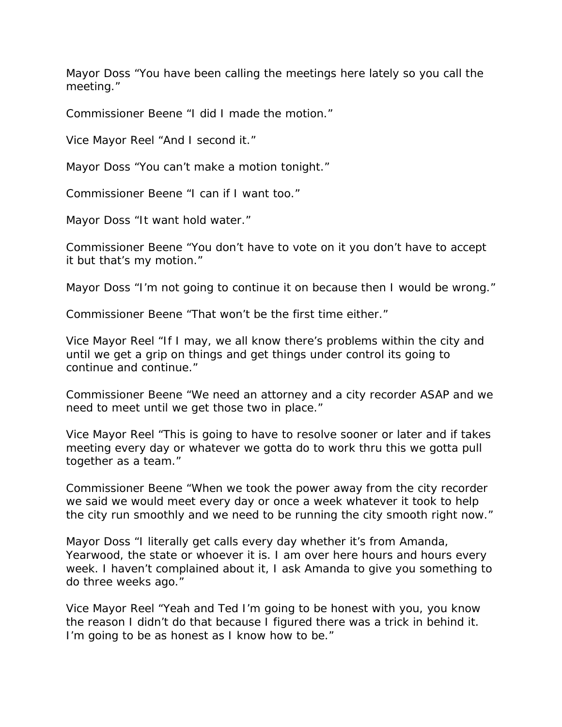Mayor Doss “You have been calling the meetings here lately so you call the meeting.”

Commissioner Beene “I did I made the motion.”

Vice Mayor Reel “And I second it.”

Mayor Doss “You can’t make a motion tonight.”

Commissioner Beene “I can if I want too.”

Mayor Doss “It want hold water.”

Commissioner Beene “You don’t have to vote on it you don’t have to accept it but that’s my motion.”

Mayor Doss “I’m not going to continue it on because then I would be wrong.”

Commissioner Beene “That won’t be the first time either.”

Vice Mayor Reel “If I may, we all know there’s problems within the city and until we get a grip on things and get things under control its going to continue and continue.”

Commissioner Beene “We need an attorney and a city recorder ASAP and we need to meet until we get those two in place.”

Vice Mayor Reel “This is going to have to resolve sooner or later and if takes meeting every day or whatever we gotta do to work thru this we gotta pull together as a team.”

Commissioner Beene “When we took the power away from the city recorder we said we would meet every day or once a week whatever it took to help the city run smoothly and we need to be running the city smooth right now.”

Mayor Doss “I literally get calls every day whether it’s from Amanda, Yearwood, the state or whoever it is. I am over here hours and hours every week. I haven’t complained about it, I ask Amanda to give you something to do three weeks ago.”

Vice Mayor Reel “Yeah and Ted I’m going to be honest with you, you know the reason I didn’t do that because I figured there was a trick in behind it. I’m going to be as honest as I know how to be.”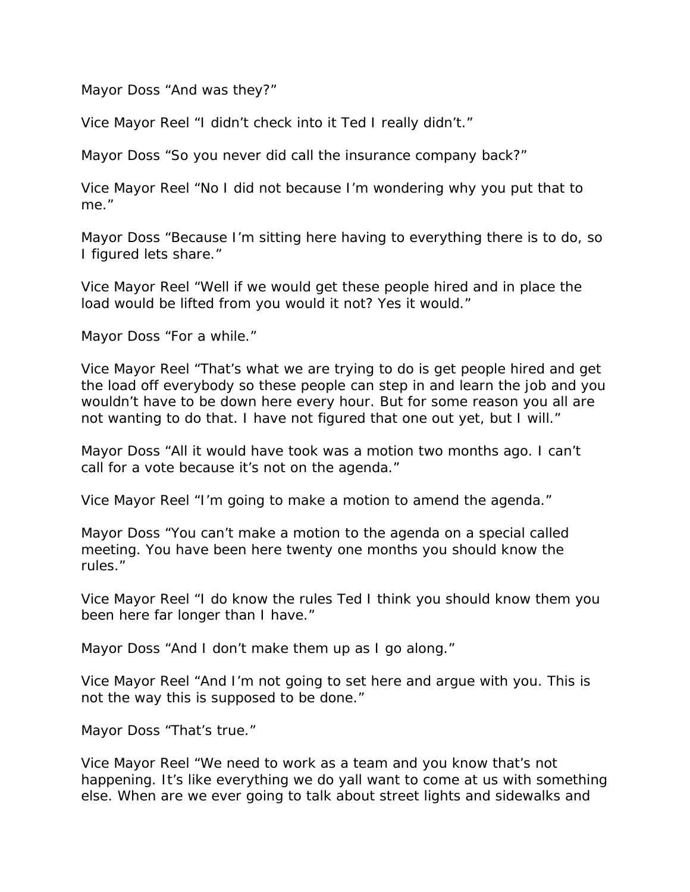Mayor Doss “And was they?”

Vice Mayor Reel “I didn’t check into it Ted I really didn’t.”

Mayor Doss “So you never did call the insurance company back?”

Vice Mayor Reel “No I did not because I’m wondering why you put that to me.”

Mayor Doss “Because I’m sitting here having to everything there is to do, so I figured lets share.”

Vice Mayor Reel “Well if we would get these people hired and in place the load would be lifted from you would it not? Yes it would.”

Mayor Doss “For a while.”

Vice Mayor Reel “That’s what we are trying to do is get people hired and get the load off everybody so these people can step in and learn the job and you wouldn’t have to be down here every hour. But for some reason you all are not wanting to do that. I have not figured that one out yet, but I will.”

Mayor Doss “All it would have took was a motion two months ago. I can’t call for a vote because it’s not on the agenda.”

Vice Mayor Reel “I’m going to make a motion to amend the agenda.”

Mayor Doss “You can’t make a motion to the agenda on a special called meeting. You have been here twenty one months you should know the rules.”

Vice Mayor Reel “I do know the rules Ted I think you should know them you been here far longer than I have.”

Mayor Doss “And I don’t make them up as I go along.”

Vice Mayor Reel “And I’m not going to set here and argue with you. This is not the way this is supposed to be done.”

Mayor Doss “That’s true.”

Vice Mayor Reel “We need to work as a team and you know that’s not happening. It’s like everything we do yall want to come at us with something else. When are we ever going to talk about street lights and sidewalks and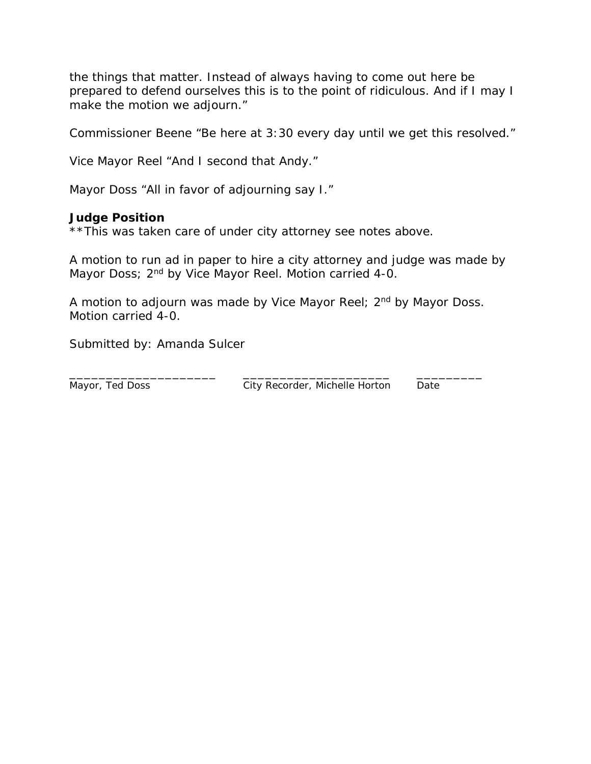the things that matter. Instead of always having to come out here be prepared to defend ourselves this is to the point of ridiculous. And if I may I make the motion we adjourn."

Commissioner Beene "Be here at 3:30 every day until we get this resolved."

Vice Mayor Reel "And I second that Andy."

Mayor Doss "All in favor of adjourning say I."

**Judge Position**
**This was taken care of under city attorney see notes above.

A motion to run ad in paper to hire a city attorney and judge was made by Mayor Doss; 2nd by Vice Mayor Reel. Motion carried 4-0.

A motion to adjourn was made by Vice Mayor Reel; 2nd by Mayor Doss. Motion carried 4-0.

Submitted by: Amanda Sulcer

| | | |
|---|---|---|
| ____________________ | ____________________ | _________ |
| Mayor, Ted Doss | City Recorder, Michelle Horton | Date |